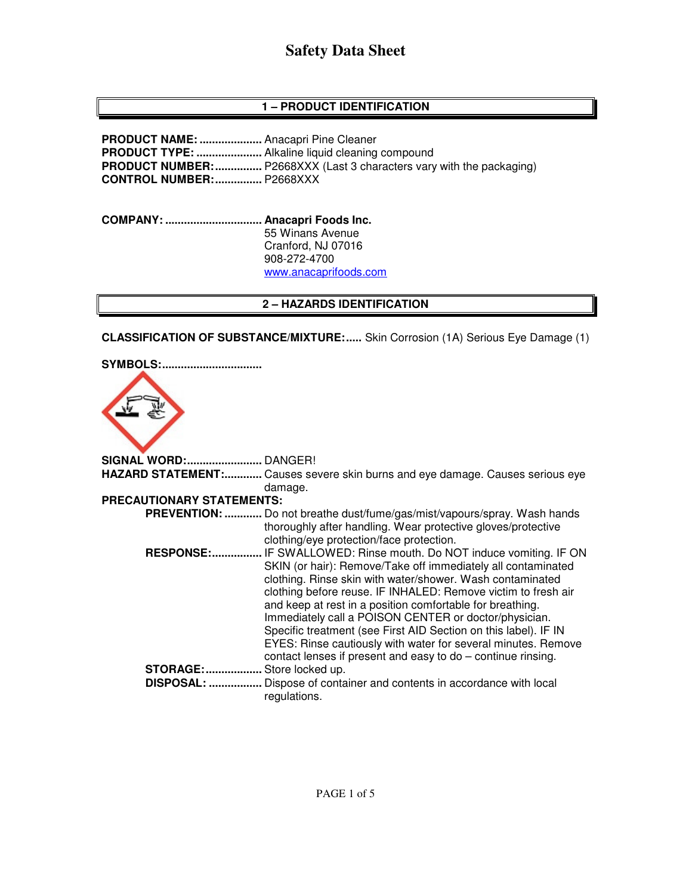# Safety Data Sheet

## 1 – PRODUCT IDENTIFICATION

**PRODUCT NAME:** .................... Anacapri Pine Cleaner
**PRODUCT TYPE:** ..................... Alkaline liquid cleaning compound
**PRODUCT NUMBER:**............... P2668XXX (Last 3 characters vary with the packaging)
**CONTROL NUMBER:**............... P2668XXX

**COMPANY:** ............................... **Anacapri Foods Inc.**
55 Winans Avenue
Cranford, NJ 07016
908-272-4700
www.anacaprifoods.com

## 2 – HAZARDS IDENTIFICATION

**CLASSIFICATION OF SUBSTANCE/MIXTURE:**..... Skin Corrosion (1A) Serious Eye Damage (1)

**SYMBOLS:**................................

**SIGNAL WORD:**........................ DANGER!
**HAZARD STATEMENT:**............ Causes severe skin burns and eye damage. Causes serious eye damage.

**PRECAUTIONARY STATEMENTS:**

**PREVENTION:** ............ Do not breathe dust/fume/gas/mist/vapours/spray. Wash hands thoroughly after handling. Wear protective gloves/protective clothing/eye protection/face protection.

**RESPONSE:**................ IF SWALLOWED: Rinse mouth. Do NOT induce vomiting. IF ON SKIN (or hair): Remove/Take off immediately all contaminated clothing. Rinse skin with water/shower. Wash contaminated clothing before reuse. IF INHALED: Remove victim to fresh air and keep at rest in a position comfortable for breathing. Immediately call a POISON CENTER or doctor/physician. Specific treatment (see First AID Section on this label). IF IN EYES: Rinse cautiously with water for several minutes. Remove contact lenses if present and easy to do – continue rinsing.

**STORAGE:**.................. Store locked up.

**DISPOSAL:** ................. Dispose of container and contents in accordance with local regulations.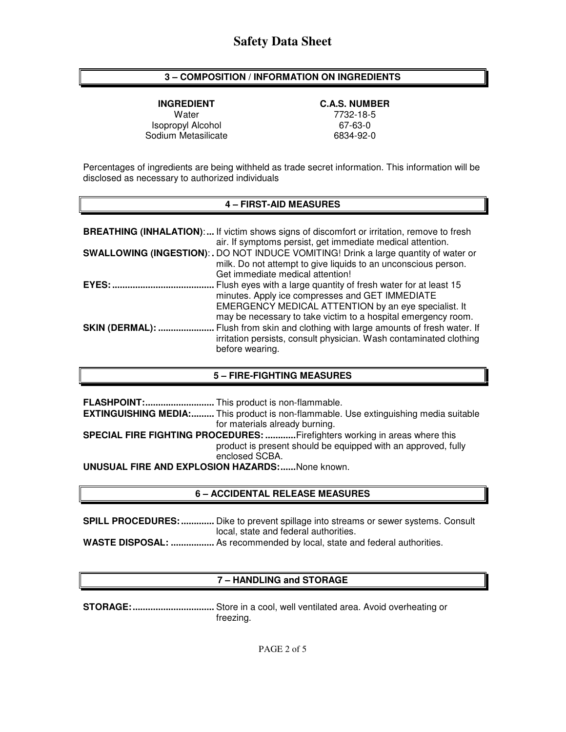# Safety Data Sheet

## 3 – COMPOSITION / INFORMATION ON INGREDIENTS

| INGREDIENT | C.A.S. NUMBER |
| --- | --- |
| Water | 7732-18-5 |
| Isopropyl Alcohol | 67-63-0 |
| Sodium Metasilicate | 6834-92-0 |

Percentages of ingredients are being withheld as trade secret information. This information will be disclosed as necessary to authorized individuals

## 4 – FIRST-AID MEASURES

**BREATHING (INHALATION):...** If victim shows signs of discomfort or irritation, remove to fresh air. If symptoms persist, get immediate medical attention.

**SWALLOWING (INGESTION):.** DO NOT INDUCE VOMITING! Drink a large quantity of water or milk. Do not attempt to give liquids to an unconscious person. Get immediate medical attention!

**EYES:........................................** Flush eyes with a large quantity of fresh water for at least 15 minutes. Apply ice compresses and GET IMMEDIATE EMERGENCY MEDICAL ATTENTION by an eye specialist. It may be necessary to take victim to a hospital emergency room.

**SKIN (DERMAL): ......................** Flush from skin and clothing with large amounts of fresh water. If irritation persists, consult physician. Wash contaminated clothing before wearing.

## 5 – FIRE-FIGHTING MEASURES

**FLASHPOINT:...........................** This product is non-flammable.

**EXTINGUISHING MEDIA:.........** This product is non-flammable. Use extinguishing media suitable for materials already burning.

**SPECIAL FIRE FIGHTING PROCEDURES: ............** Firefighters working in areas where this product is present should be equipped with an approved, fully enclosed SCBA.

**UNUSUAL FIRE AND EXPLOSION HAZARDS:......** None known.

## 6 – ACCIDENTAL RELEASE MEASURES

**SPILL PROCEDURES: .............** Dike to prevent spillage into streams or sewer systems. Consult local, state and federal authorities.

**WASTE DISPOSAL: .................** As recommended by local, state and federal authorities.

## 7 – HANDLING and STORAGE

**STORAGE:................................** Store in a cool, well ventilated area. Avoid overheating or freezing.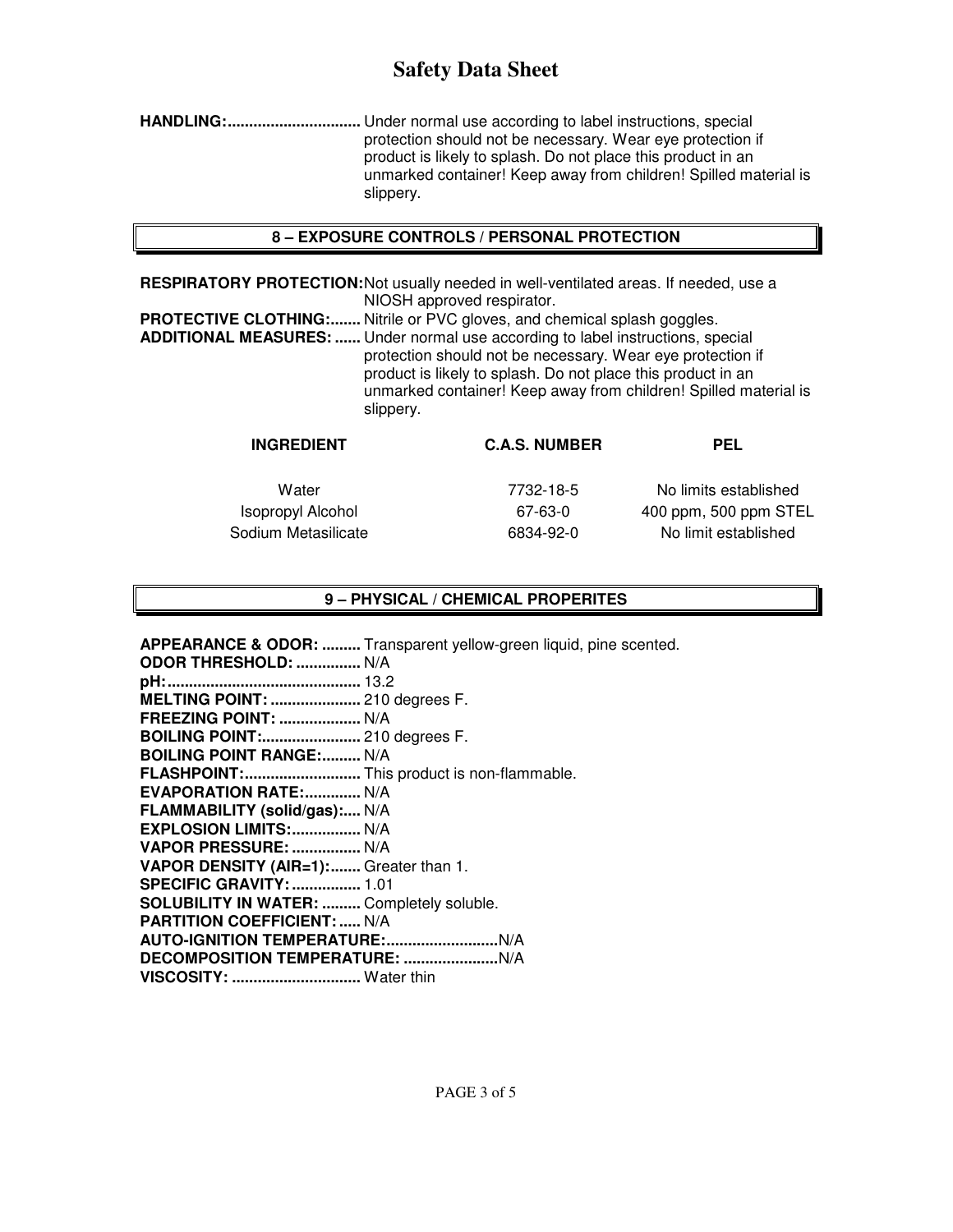**HANDLING:**............................... Under normal use according to label instructions, special protection should not be necessary. Wear eye protection if product is likely to splash. Do not place this product in an unmarked container! Keep away from children! Spilled material is slippery.

## 8 – EXPOSURE CONTROLS / PERSONAL PROTECTION

**RESPIRATORY PROTECTION:** Not usually needed in well-ventilated areas. If needed, use a NIOSH approved respirator.

**PROTECTIVE CLOTHING:**....... Nitrile or PVC gloves, and chemical splash goggles.

**ADDITIONAL MEASURES:** ...... Under normal use according to label instructions, special protection should not be necessary. Wear eye protection if product is likely to splash. Do not place this product in an unmarked container! Keep away from children! Spilled material is slippery.

| INGREDIENT | C.A.S. NUMBER | PEL |
| --- | --- | --- |
| Water | 7732-18-5 | No limits established |
| Isopropyl Alcohol | 67-63-0 | 400 ppm, 500 ppm STEL |
| Sodium Metasilicate | 6834-92-0 | No limit established |

## 9 – PHYSICAL / CHEMICAL PROPERITES

**APPEARANCE & ODOR:** ......... Transparent yellow-green liquid, pine scented.
**ODOR THRESHOLD:** ............... N/A
**pH:**............................................ 13.2
**MELTING POINT:** ..................... 210 degrees F.
**FREEZING POINT:** ................... N/A
**BOILING POINT:**....................... 210 degrees F.
**BOILING POINT RANGE:**......... N/A
**FLASHPOINT:**........................... This product is non-flammable.
**EVAPORATION RATE:**............. N/A
**FLAMMABILITY (solid/gas):**.... N/A
**EXPLOSION LIMITS:**................ N/A
**VAPOR PRESSURE:** ................ N/A
**VAPOR DENSITY (AIR=1):**....... Greater than 1.
**SPECIFIC GRAVITY:**................ 1.01
**SOLUBILITY IN WATER:** ......... Completely soluble.
**PARTITION COEFFICIENT:**..... N/A
**AUTO-IGNITION TEMPERATURE:**..........................N/A
**DECOMPOSITION TEMPERATURE:** ......................N/A
**VISCOSITY:** .............................. Water thin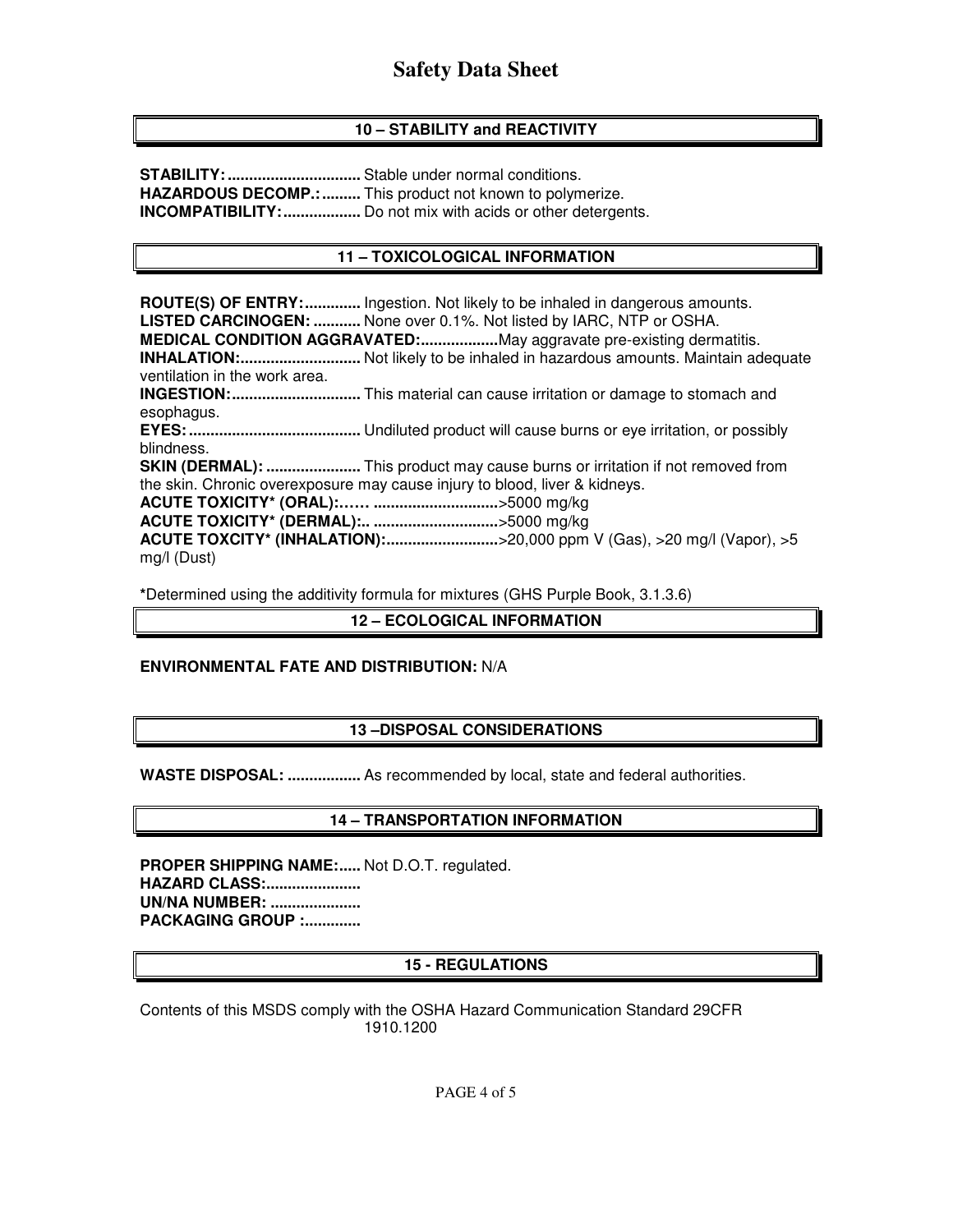## 10 – STABILITY and REACTIVITY

**STABILITY:...............................** Stable under normal conditions.
**HAZARDOUS DECOMP.:.........** This product not known to polymerize.
**INCOMPATIBILITY:..................** Do not mix with acids or other detergents.

## 11 – TOXICOLOGICAL INFORMATION

**ROUTE(S) OF ENTRY:.............** Ingestion. Not likely to be inhaled in dangerous amounts.
**LISTED CARCINOGEN: ...........** None over 0.1%. Not listed by IARC, NTP or OSHA.
**MEDICAL CONDITION AGGRAVATED:..................**May aggravate pre-existing dermatitis.
**INHALATION:............................** Not likely to be inhaled in hazardous amounts. Maintain adequate ventilation in the work area.
**INGESTION:..............................** This material can cause irritation or damage to stomach and esophagus.
**EYES:........................................** Undiluted product will cause burns or eye irritation, or possibly blindness.
**SKIN (DERMAL): ......................** This product may cause burns or irritation if not removed from the skin. Chronic overexposure may cause injury to blood, liver & kidneys.
**ACUTE TOXICITY* (ORAL):…… .............................**>5000 mg/kg
**ACUTE TOXICITY* (DERMAL):.. .............................**>5000 mg/kg
**ACUTE TOXCITY* (INHALATION):..........................**>20,000 ppm V (Gas), >20 mg/l (Vapor), >5 mg/l (Dust)

***Determined using the additivity formula for mixtures (GHS Purple Book, 3.1.3.6)

## 12 – ECOLOGICAL INFORMATION

**ENVIRONMENTAL FATE AND DISTRIBUTION:** N/A

## 13 –DISPOSAL CONSIDERATIONS

**WASTE DISPOSAL: .................** As recommended by local, state and federal authorities.

## 14 – TRANSPORTATION INFORMATION

**PROPER SHIPPING NAME:.....** Not D.O.T. regulated.
**HAZARD CLASS:......................**
**UN/NA NUMBER: .....................**
**PACKAGING GROUP :.............**

## 15 - REGULATIONS

Contents of this MSDS comply with the OSHA Hazard Communication Standard 29CFR 1910.1200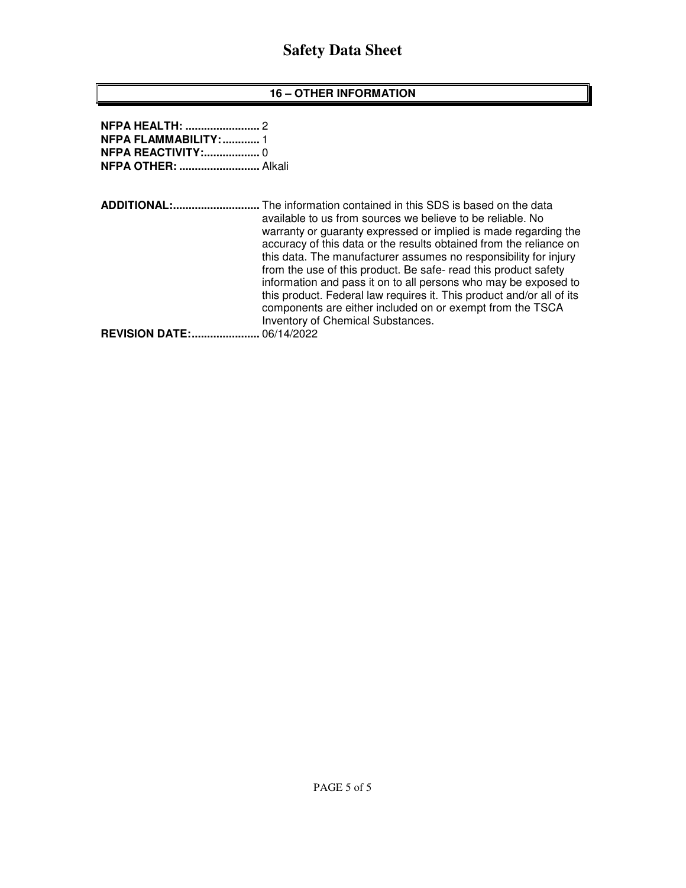# Safety Data Sheet

## 16 – OTHER INFORMATION

**NFPA HEALTH: ........................** 2
**NFPA FLAMMABILITY: ............** 1
**NFPA REACTIVITY:..................** 0
**NFPA OTHER: ..........................** Alkali

**ADDITIONAL:............................** The information contained in this SDS is based on the data available to us from sources we believe to be reliable. No warranty or guaranty expressed or implied is made regarding the accuracy of this data or the results obtained from the reliance on this data. The manufacturer assumes no responsibility for injury from the use of this product. Be safe- read this product safety information and pass it on to all persons who may be exposed to this product. Federal law requires it. This product and/or all of its components are either included on or exempt from the TSCA Inventory of Chemical Substances.

**REVISION DATE:......................** 06/14/2022